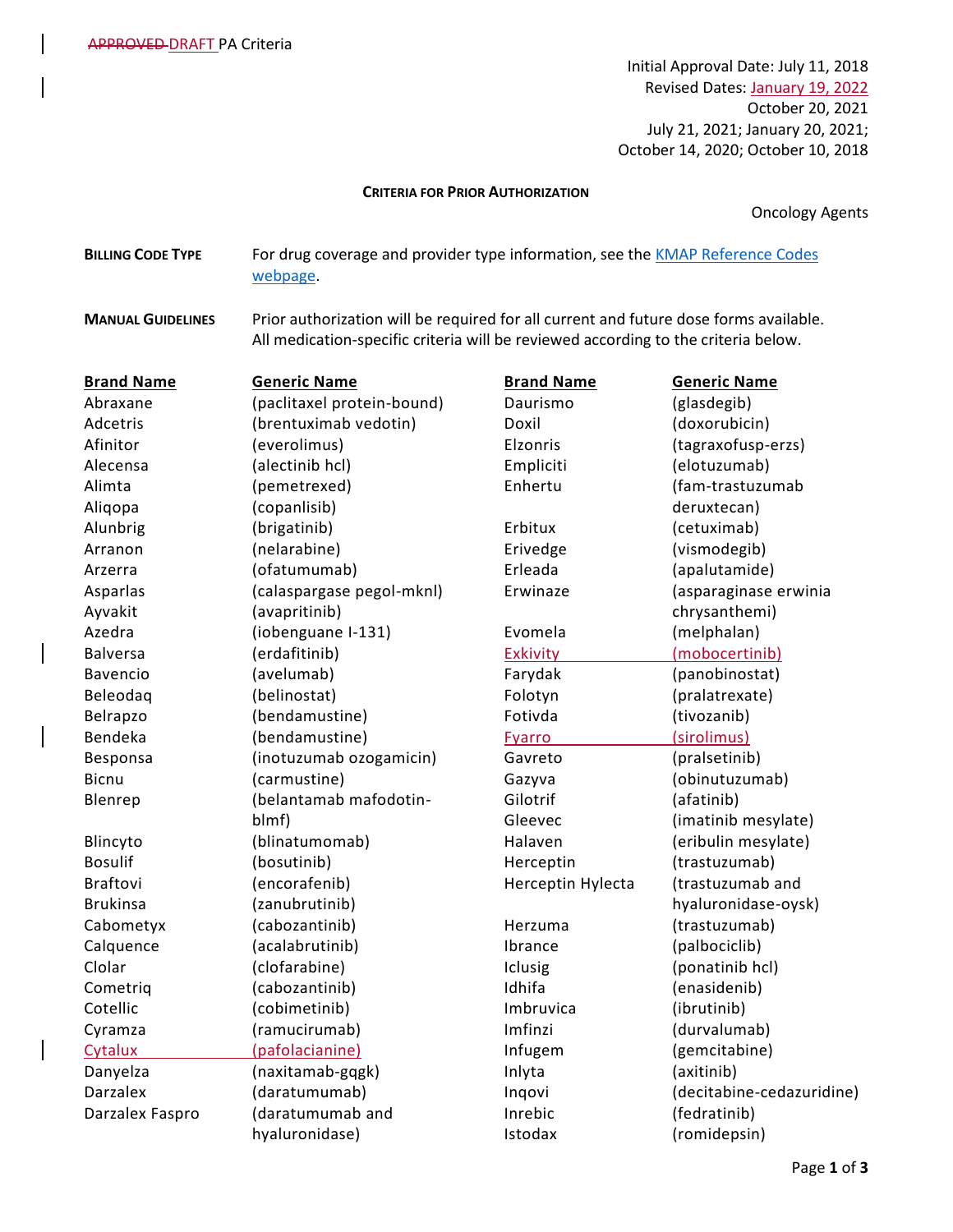~~APPROVED~~ DRAFT PA Criteria

Initial Approval Date: July 11, 2018
Revised Dates: January 19, 2022
October 20, 2021
July 21, 2021; January 20, 2021;
October 14, 2020; October 10, 2018

**CRITERIA FOR PRIOR AUTHORIZATION**

Oncology Agents

**BILLING CODE TYPE** For drug coverage and provider type information, see the [KMAP Reference Codes webpage](KMAP Reference Codes webpage).

**MANUAL GUIDELINES** Prior authorization will be required for all current and future dose forms available. All medication-specific criteria will be reviewed according to the criteria below.

| Brand Name | Generic Name | Brand Name | Generic Name |
|---|---|---|---|
| Abraxane | (paclitaxel protein-bound) | Daurismo | (glasdegib) |
| Adcetris | (brentuximab vedotin) | Doxil | (doxorubicin) |
| Afinitor | (everolimus) | Elzonris | (tagraxofusp-erzs) |
| Alecensa | (alectinib hcl) | Empliciti | (elotuzumab) |
| Alimta | (pemetrexed) | Enhertu | (fam-trastuzumab deruxtecan) |
| Aliqopa | (copanlisib) | Erbitux | (cetuximab) |
| Alunbrig | (brigatinib) | Erivedge | (vismodegib) |
| Arranon | (nelarabine) | Erleada | (apalutamide) |
| Arzerra | (ofatumumab) | Erwinaze | (asparaginase erwinia chrysanthemi) |
| Asparlas | (calaspargase pegol-mknl) | Evomela | (melphalan) |
| Ayvakit | (avapritinib) | Exkivity | (mobocertinib) |
| Azedra | (iobenguane I-131) | Farydak | (panobinostat) |
| Balversa | (erdafitinib) | Folotyn | (pralatrexate) |
| Bavencio | (avelumab) | Fotivda | (tivozanib) |
| Beleodaq | (belinostat) | Fyarro | (sirolimus) |
| Belrapzo | (bendamustine) | Gavreto | (pralsetinib) |
| Bendeka | (bendamustine) | Gazyva | (obinutuzumab) |
| Besponsa | (inotuzumab ozogamicin) | Gilotrif | (afatinib) |
| Bicnu | (carmustine) | Gleevec | (imatinib mesylate) |
| Blenrep | (belantamab mafodotin-blmf) | Halaven | (eribulin mesylate) |
| Blincyto | (blinatumomab) | Herceptin | (trastuzumab) |
| Bosulif | (bosutinib) | Herceptin Hylecta | (trastuzumab and hyaluronidase-oysk) |
| Braftovi | (encorafenib) | Herzuma | (trastuzumab) |
| Brukinsa | (zanubrutinib) | Ibrance | (palbociclib) |
| Cabometyx | (cabozantinib) | Iclusig | (ponatinib hcl) |
| Calquence | (acalabrutinib) | Idhifa | (enasidenib) |
| Clolar | (clofarabine) | Imbruvica | (ibrutinib) |
| Cometriq | (cabozantinib) | Imfinzi | (durvalumab) |
| Cotellic | (cobimetinib) | Infugem | (gemcitabine) |
| Cyramza | (ramucirumab) | Inlyta | (axitinib) |
| Cytalux | (pafolacianine) | Inqovi | (decitabine-cedazuridine) |
| Danyelza | (naxitamab-gqgk) | Inrebic | (fedratinib) |
| Darzalex | (daratumumab) | Istodax | (romidepsin) |
| Darzalex Faspro | (daratumumab and hyaluronidase) | | |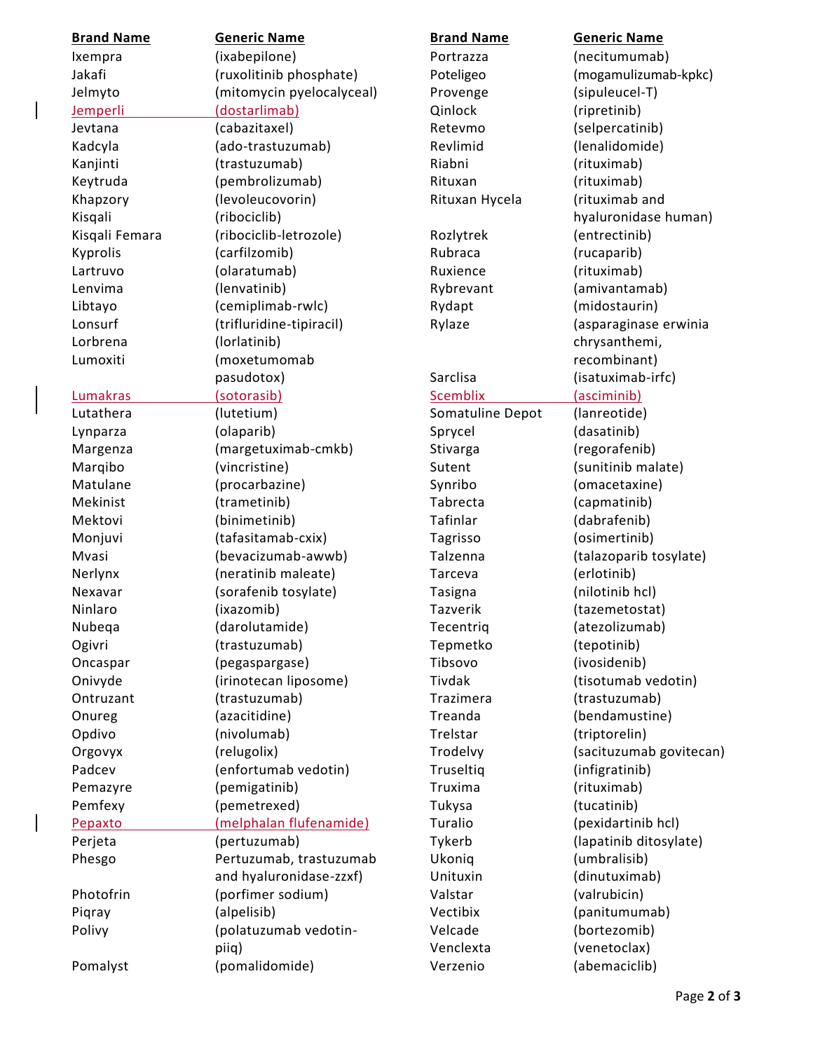| Brand Name | Generic Name |
|---|---|
| Ixempra | (ixabepilone) |
| Jakafi | (ruxolitinib phosphate) |
| Jelmyto | (mitomycin pyelocalyceal) |
| Jemperli | (dostarlimab) |
| Jevtana | (cabazitaxel) |
| Kadcyla | (ado-trastuzumab) |
| Kanjinti | (trastuzumab) |
| Keytruda | (pembrolizumab) |
| Khapzory | (levoleucovorin) |
| Kisqali | (ribociclib) |
| Kisqali Femara | (ribociclib-letrozole) |
| Kyprolis | (carfilzomib) |
| Lartruvo | (olaratumab) |
| Lenvima | (lenvatinib) |
| Libtayo | (cemiplimab-rwlc) |
| Lonsurf | (trifluridine-tipiracil) |
| Lorbrena | (lorlatinib) |
| Lumoxiti | (moxetumomab pasudotox) |
| Lumakras | (sotorasib) |
| Lutathera | (lutetium) |
| Lynparza | (olaparib) |
| Margenza | (margetuximab-cmkb) |
| Marqibo | (vincristine) |
| Matulane | (procarbazine) |
| Mekinist | (trametinib) |
| Mektovi | (binimetinib) |
| Monjuvi | (tafasitamab-cxix) |
| Mvasi | (bevacizumab-awwb) |
| Nerlynx | (neratinib maleate) |
| Nexavar | (sorafenib tosylate) |
| Ninlaro | (ixazomib) |
| Nubeqa | (darolutamide) |
| Ogivri | (trastuzumab) |
| Oncaspar | (pegaspargase) |
| Onivyde | (irinotecan liposome) |
| Ontruzant | (trastuzumab) |
| Onureg | (azacitidine) |
| Opdivo | (nivolumab) |
| Orgovyx | (relugolix) |
| Padcev | (enfortumab vedotin) |
| Pemazyre | (pemigatinib) |
| Pemfexy | (pemetrexed) |
| Pepaxto | (melphalan flufenamide) |
| Perjeta | (pertuzumab) |
| Phesgo | Pertuzumab, trastuzumab and hyaluronidase-zzxf) |
| Photofrin | (porfimer sodium) |
| Piqray | (alpelisib) |
| Polivy | (polatuzumab vedotin-piiq) |
| Pomalyst | (pomalidomide) |
| Portrazza | (necitumumab) |
| Poteligeo | (mogamulizumab-kpkc) |
| Provenge | (sipuleucel-T) |
| Qinlock | (ripretinib) |
| Retevmo | (selpercatinib) |
| Revlimid | (lenalidomide) |
| Riabni | (rituximab) |
| Rituxan | (rituximab) |
| Rituxan Hycela | (rituximab and hyaluronidase human) |
| Rozlytrek | (entrectinib) |
| Rubraca | (rucaparib) |
| Ruxience | (rituximab) |
| Rybrevant | (amivantamab) |
| Rydapt | (midostaurin) |
| Rylaze | (asparaginase erwinia chrysanthemi, recombinant) |
| Sarclisa | (isatuximab-irfc) |
| Scemblix | (asciminib) |
| Somatuline Depot | (lanreotide) |
| Sprycel | (dasatinib) |
| Stivarga | (regorafenib) |
| Sutent | (sunitinib malate) |
| Synribo | (omacetaxine) |
| Tabrecta | (capmatinib) |
| Tafinlar | (dabrafenib) |
| Tagrisso | (osimertinib) |
| Talzenna | (talazoparib tosylate) |
| Tarceva | (erlotinib) |
| Tasigna | (nilotinib hcl) |
| Tazverik | (tazemetostat) |
| Tecentriq | (atezolizumab) |
| Tepmetko | (tepotinib) |
| Tibsovo | (ivosidenib) |
| Tivdak | (tisotumab vedotin) |
| Trazimera | (trastuzumab) |
| Treanda | (bendamustine) |
| Trelstar | (triptorelin) |
| Trodelvy | (sacituzumab govitecan) |
| Truseltiq | (infigratinib) |
| Truxima | (rituximab) |
| Tukysa | (tucatinib) |
| Turalio | (pexidartinib hcl) |
| Tykerb | (lapatinib ditosylate) |
| Ukoniq | (umbralisib) |
| Unituxin | (dinutuximab) |
| Valstar | (valrubicin) |
| Vectibix | (panitumumab) |
| Velcade | (bortezomib) |
| Venclexta | (venetoclax) |
| Verzenio | (abemaciclib) |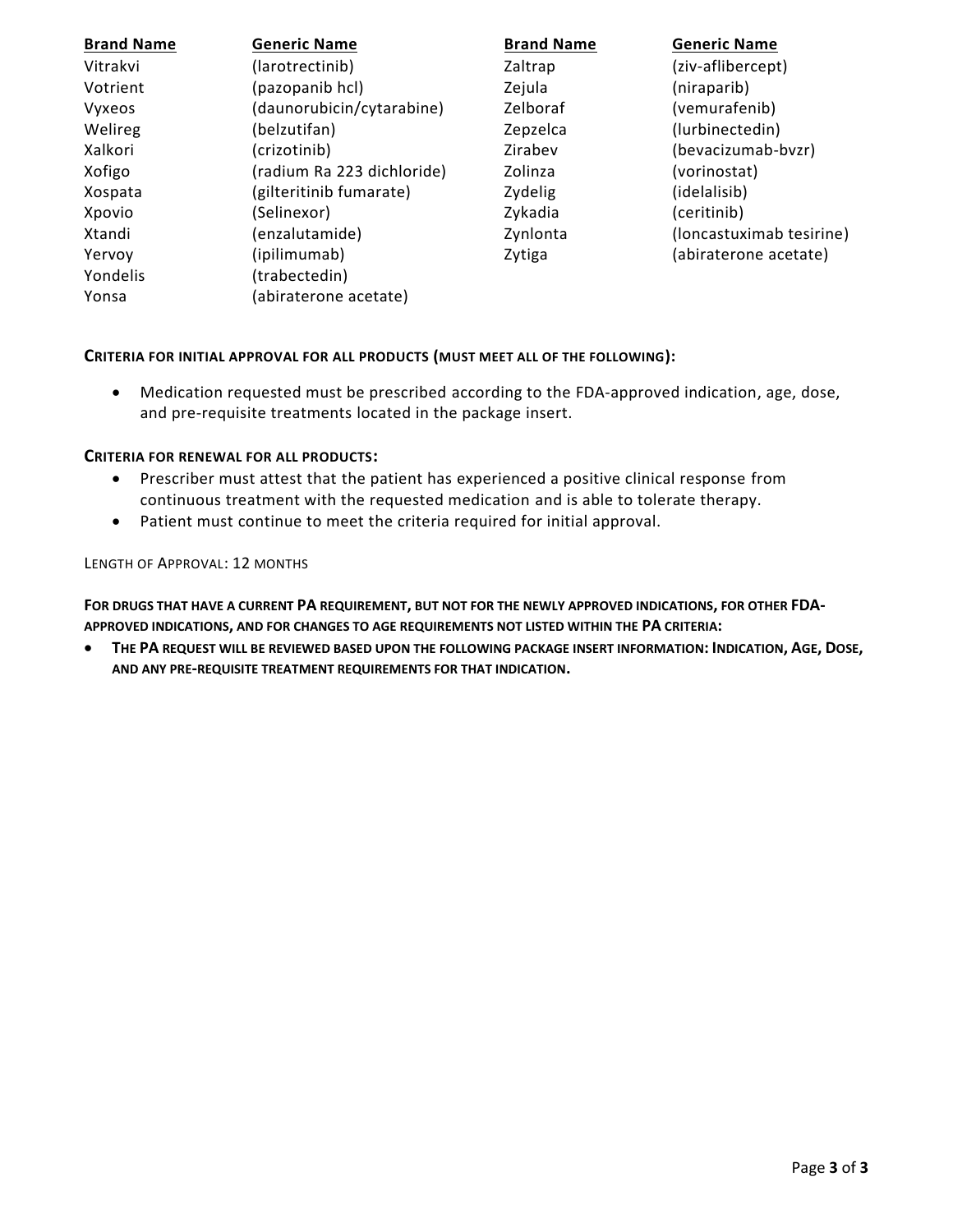| Brand Name | Generic Name | Brand Name | Generic Name |
| --- | --- | --- | --- |
| Vitrakvi | (larotrectinib) | Zaltrap | (ziv-aflibercept) |
| Votrient | (pazopanib hcl) | Zejula | (niraparib) |
| Vyxeos | (daunorubicin/cytarabine) | Zelboraf | (vemurafenib) |
| Welireg | (belzutifan) | Zepzelca | (lurbinectedin) |
| Xalkori | (crizotinib) | Zirabev | (bevacizumab-bvzr) |
| Xofigo | (radium Ra 223 dichloride) | Zolinza | (vorinostat) |
| Xospata | (gilteritinib fumarate) | Zydelig | (idelalisib) |
| Xpovio | (Selinexor) | Zykadia | (ceritinib) |
| Xtandi | (enzalutamide) | Zynlonta | (loncastuximab tesirine) |
| Yervoy | (ipilimumab) | Zytiga | (abiraterone acetate) |
| Yondelis | (trabectedin) | | |
| Yonsa | (abiraterone acetate) | | |

**CRITERIA FOR INITIAL APPROVAL FOR ALL PRODUCTS (MUST MEET ALL OF THE FOLLOWING):**

- Medication requested must be prescribed according to the FDA-approved indication, age, dose, and pre-requisite treatments located in the package insert.

**CRITERIA FOR RENEWAL FOR ALL PRODUCTS:**

- Prescriber must attest that the patient has experienced a positive clinical response from continuous treatment with the requested medication and is able to tolerate therapy.
- Patient must continue to meet the criteria required for initial approval.

LENGTH OF APPROVAL: 12 MONTHS

**FOR DRUGS THAT HAVE A CURRENT PA REQUIREMENT, BUT NOT FOR THE NEWLY APPROVED INDICATIONS, FOR OTHER FDA-APPROVED INDICATIONS, AND FOR CHANGES TO AGE REQUIREMENTS NOT LISTED WITHIN THE PA CRITERIA:**

- **THE PA REQUEST WILL BE REVIEWED BASED UPON THE FOLLOWING PACKAGE INSERT INFORMATION: INDICATION, AGE, DOSE, AND ANY PRE-REQUISITE TREATMENT REQUIREMENTS FOR THAT INDICATION.**